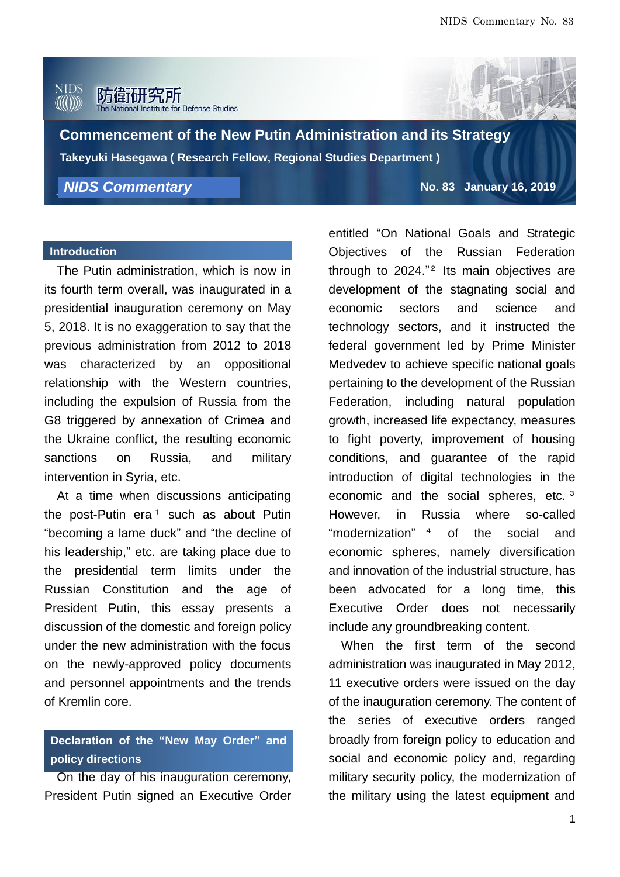防衛研究所
The National Institute for Defense Studies

# Commencement of the New Putin Administration and its Strategy

**Takeyuki Hasegawa ( Research Fellow, Regional Studies Department )**

***NIDS Commentary*** **No. 83 January 16, 2019**

## Introduction

The Putin administration, which is now in its fourth term overall, was inaugurated in a presidential inauguration ceremony on May 5, 2018. It is no exaggeration to say that the previous administration from 2012 to 2018 was characterized by an oppositional relationship with the Western countries, including the expulsion of Russia from the G8 triggered by annexation of Crimea and the Ukraine conflict, the resulting economic sanctions on Russia, and military intervention in Syria, etc.

At a time when discussions anticipating the post-Putin era[1] such as about Putin "becoming a lame duck" and "the decline of his leadership," etc. are taking place due to the presidential term limits under the Russian Constitution and the age of President Putin, this essay presents a discussion of the domestic and foreign policy under the new administration with the focus on the newly-approved policy documents and personnel appointments and the trends of Kremlin core.

## Declaration of the "New May Order" and policy directions

On the day of his inauguration ceremony, President Putin signed an Executive Order entitled "On National Goals and Strategic Objectives of the Russian Federation through to 2024."[2] Its main objectives are development of the stagnating social and economic sectors and science and technology sectors, and it instructed the federal government led by Prime Minister Medvedev to achieve specific national goals pertaining to the development of the Russian Federation, including natural population growth, increased life expectancy, measures to fight poverty, improvement of housing conditions, and guarantee of the rapid introduction of digital technologies in the economic and the social spheres, etc.[3] However, in Russia where so-called "modernization"[4] of the social and economic spheres, namely diversification and innovation of the industrial structure, has been advocated for a long time, this Executive Order does not necessarily include any groundbreaking content.

When the first term of the second administration was inaugurated in May 2012, 11 executive orders were issued on the day of the inauguration ceremony. The content of the series of executive orders ranged broadly from foreign policy to education and social and economic policy and, regarding military security policy, the modernization of the military using the latest equipment and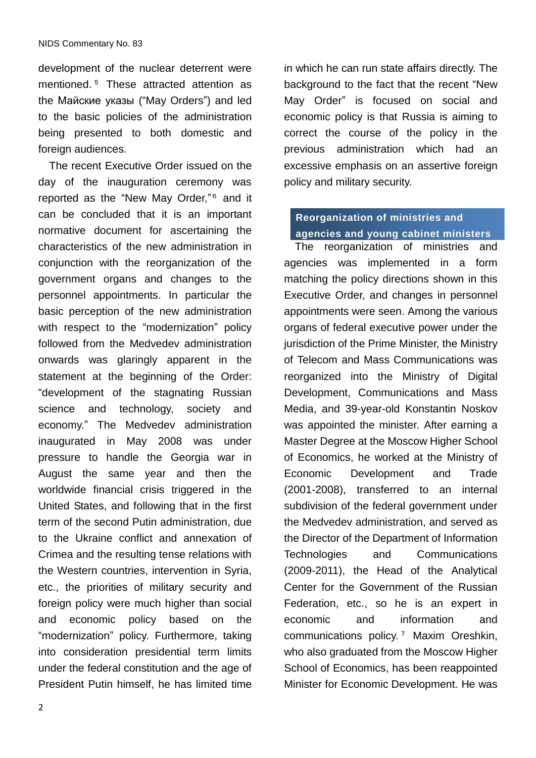development of the nuclear deterrent were mentioned.[5] These attracted attention as the Майские указы ("May Orders") and led to the basic policies of the administration being presented to both domestic and foreign audiences.

The recent Executive Order issued on the day of the inauguration ceremony was reported as the "New May Order,"[6] and it can be concluded that it is an important normative document for ascertaining the characteristics of the new administration in conjunction with the reorganization of the government organs and changes to the personnel appointments. In particular the basic perception of the new administration with respect to the "modernization" policy followed from the Medvedev administration onwards was glaringly apparent in the statement at the beginning of the Order: "development of the stagnating Russian science and technology, society and economy." The Medvedev administration inaugurated in May 2008 was under pressure to handle the Georgia war in August the same year and then the worldwide financial crisis triggered in the United States, and following that in the first term of the second Putin administration, due to the Ukraine conflict and annexation of Crimea and the resulting tense relations with the Western countries, intervention in Syria, etc., the priorities of military security and foreign policy were much higher than social and economic policy based on the "modernization" policy. Furthermore, taking into consideration presidential term limits under the federal constitution and the age of President Putin himself, he has limited time in which he can run state affairs directly. The background to the fact that the recent "New May Order" is focused on social and economic policy is that Russia is aiming to correct the course of the policy in the previous administration which had an excessive emphasis on an assertive foreign policy and military security.

## Reorganization of ministries and agencies and young cabinet ministers

The reorganization of ministries and agencies was implemented in a form matching the policy directions shown in this Executive Order, and changes in personnel appointments were seen. Among the various organs of federal executive power under the jurisdiction of the Prime Minister, the Ministry of Telecom and Mass Communications was reorganized into the Ministry of Digital Development, Communications and Mass Media, and 39-year-old Konstantin Noskov was appointed the minister. After earning a Master Degree at the Moscow Higher School of Economics, he worked at the Ministry of Economic Development and Trade (2001-2008), transferred to an internal subdivision of the federal government under the Medvedev administration, and served as the Director of the Department of Information Technologies and Communications (2009-2011), the Head of the Analytical Center for the Government of the Russian Federation, etc., so he is an expert in economic and information and communications policy.[7] Maxim Oreshkin, who also graduated from the Moscow Higher School of Economics, has been reappointed Minister for Economic Development. He was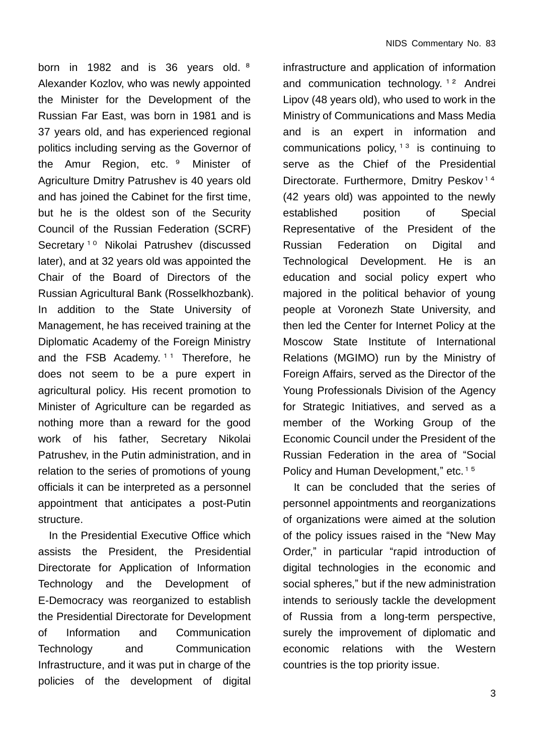born in 1982 and is 36 years old.[8] Alexander Kozlov, who was newly appointed the Minister for the Development of the Russian Far East, was born in 1981 and is 37 years old, and has experienced regional politics including serving as the Governor of the Amur Region, etc.[9] Minister of Agriculture Dmitry Patrushev is 40 years old and has joined the Cabinet for the first time, but he is the oldest son of the Security Council of the Russian Federation (SCRF) Secretary[10] Nikolai Patrushev (discussed later), and at 32 years old was appointed the Chair of the Board of Directors of the Russian Agricultural Bank (Rosselkhozbank). In addition to the State University of Management, he has received training at the Diplomatic Academy of the Foreign Ministry and the FSB Academy.[11] Therefore, he does not seem to be a pure expert in agricultural policy. His recent promotion to Minister of Agriculture can be regarded as nothing more than a reward for the good work of his father, Secretary Nikolai Patrushev, in the Putin administration, and in relation to the series of promotions of young officials it can be interpreted as a personnel appointment that anticipates a post-Putin structure.

In the Presidential Executive Office which assists the President, the Presidential Directorate for Application of Information Technology and the Development of E-Democracy was reorganized to establish the Presidential Directorate for Development of Information and Communication Technology and Communication Infrastructure, and it was put in charge of the policies of the development of digital infrastructure and application of information and communication technology.[12] Andrei Lipov (48 years old), who used to work in the Ministry of Communications and Mass Media and is an expert in information and communications policy,[13] is continuing to serve as the Chief of the Presidential Directorate. Furthermore, Dmitry Peskov[14] (42 years old) was appointed to the newly established position of Special Representative of the President of the Russian Federation on Digital and Technological Development. He is an education and social policy expert who majored in the political behavior of young people at Voronezh State University, and then led the Center for Internet Policy at the Moscow State Institute of International Relations (MGIMO) run by the Ministry of Foreign Affairs, served as the Director of the Young Professionals Division of the Agency for Strategic Initiatives, and served as a member of the Working Group of the Economic Council under the President of the Russian Federation in the area of "Social Policy and Human Development," etc.[15]

It can be concluded that the series of personnel appointments and reorganizations of organizations were aimed at the solution of the policy issues raised in the "New May Order," in particular "rapid introduction of digital technologies in the economic and social spheres," but if the new administration intends to seriously tackle the development of Russia from a long-term perspective, surely the improvement of diplomatic and economic relations with the Western countries is the top priority issue.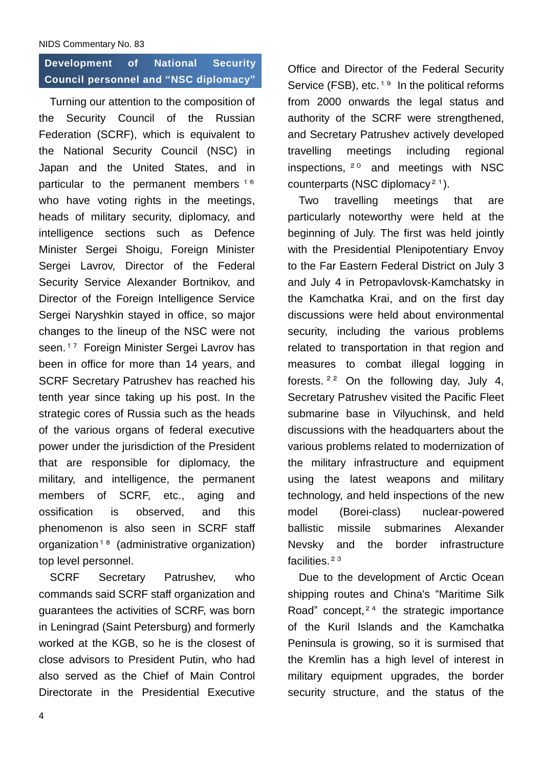## Development of National Security Council personnel and "NSC diplomacy"

Turning our attention to the composition of the Security Council of the Russian Federation (SCRF), which is equivalent to the National Security Council (NSC) in Japan and the United States, and in particular to the permanent members [16] who have voting rights in the meetings, heads of military security, diplomacy, and intelligence sections such as Defence Minister Sergei Shoigu, Foreign Minister Sergei Lavrov, Director of the Federal Security Service Alexander Bortnikov, and Director of the Foreign Intelligence Service Sergei Naryshkin stayed in office, so major changes to the lineup of the NSC were not seen.[17] Foreign Minister Sergei Lavrov has been in office for more than 14 years, and SCRF Secretary Patrushev has reached his tenth year since taking up his post. In the strategic cores of Russia such as the heads of the various organs of federal executive power under the jurisdiction of the President that are responsible for diplomacy, the military, and intelligence, the permanent members of SCRF, etc., aging and ossification is observed, and this phenomenon is also seen in SCRF staff organization[18] (administrative organization) top level personnel.

SCRF Secretary Patrushev, who commands said SCRF staff organization and guarantees the activities of SCRF, was born in Leningrad (Saint Petersburg) and formerly worked at the KGB, so he is the closest of close advisors to President Putin, who had also served as the Chief of Main Control Directorate in the Presidential Executive Office and Director of the Federal Security Service (FSB), etc.[19] In the political reforms from 2000 onwards the legal status and authority of the SCRF were strengthened, and Secretary Patrushev actively developed travelling meetings including regional inspections,[20] and meetings with NSC counterparts (NSC diplomacy[21]).

Two travelling meetings that are particularly noteworthy were held at the beginning of July. The first was held jointly with the Presidential Plenipotentiary Envoy to the Far Eastern Federal District on July 3 and July 4 in Petropavlovsk-Kamchatsky in the Kamchatka Krai, and on the first day discussions were held about environmental security, including the various problems related to transportation in that region and measures to combat illegal logging in forests.[22] On the following day, July 4, Secretary Patrushev visited the Pacific Fleet submarine base in Vilyuchinsk, and held discussions with the headquarters about the various problems related to modernization of the military infrastructure and equipment using the latest weapons and military technology, and held inspections of the new model (Borei-class) nuclear-powered ballistic missile submarines Alexander Nevsky and the border infrastructure facilities.[23]

Due to the development of Arctic Ocean shipping routes and China's "Maritime Silk Road" concept,[24] the strategic importance of the Kuril Islands and the Kamchatka Peninsula is growing, so it is surmised that the Kremlin has a high level of interest in military equipment upgrades, the border security structure, and the status of the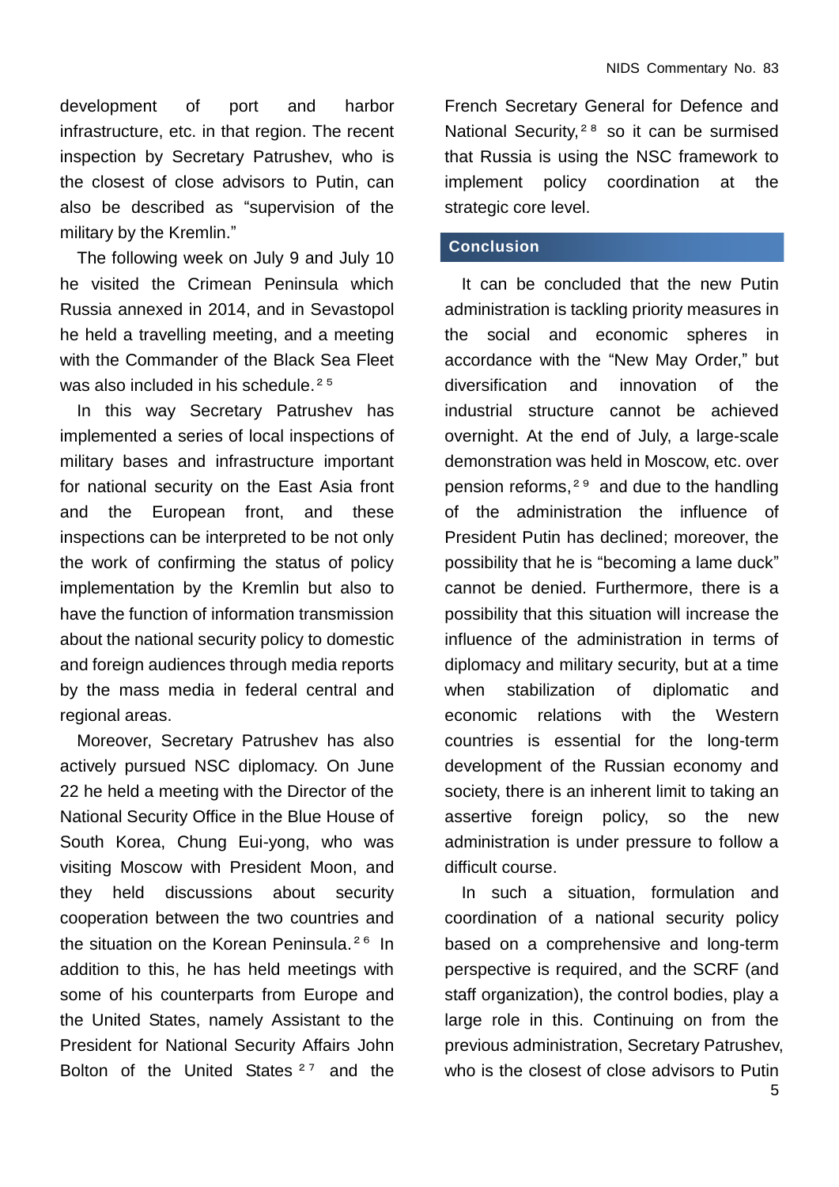development of port and harbor infrastructure, etc. in that region. The recent inspection by Secretary Patrushev, who is the closest of close advisors to Putin, can also be described as "supervision of the military by the Kremlin."

The following week on July 9 and July 10 he visited the Crimean Peninsula which Russia annexed in 2014, and in Sevastopol he held a travelling meeting, and a meeting with the Commander of the Black Sea Fleet was also included in his schedule.[25]

In this way Secretary Patrushev has implemented a series of local inspections of military bases and infrastructure important for national security on the East Asia front and the European front, and these inspections can be interpreted to be not only the work of confirming the status of policy implementation by the Kremlin but also to have the function of information transmission about the national security policy to domestic and foreign audiences through media reports by the mass media in federal central and regional areas.

Moreover, Secretary Patrushev has also actively pursued NSC diplomacy. On June 22 he held a meeting with the Director of the National Security Office in the Blue House of South Korea, Chung Eui-yong, who was visiting Moscow with President Moon, and they held discussions about security cooperation between the two countries and the situation on the Korean Peninsula.[26] In addition to this, he has held meetings with some of his counterparts from Europe and the United States, namely Assistant to the President for National Security Affairs John Bolton of the United States[27] and the French Secretary General for Defence and National Security,[28] so it can be surmised that Russia is using the NSC framework to implement policy coordination at the strategic core level.

## Conclusion

It can be concluded that the new Putin administration is tackling priority measures in the social and economic spheres in accordance with the "New May Order," but diversification and innovation of the industrial structure cannot be achieved overnight. At the end of July, a large-scale demonstration was held in Moscow, etc. over pension reforms,[29] and due to the handling of the administration the influence of President Putin has declined; moreover, the possibility that he is "becoming a lame duck" cannot be denied. Furthermore, there is a possibility that this situation will increase the influence of the administration in terms of diplomacy and military security, but at a time when stabilization of diplomatic and economic relations with the Western countries is essential for the long-term development of the Russian economy and society, there is an inherent limit to taking an assertive foreign policy, so the new administration is under pressure to follow a difficult course.

In such a situation, formulation and coordination of a national security policy based on a comprehensive and long-term perspective is required, and the SCRF (and staff organization), the control bodies, play a large role in this. Continuing on from the previous administration, Secretary Patrushev, who is the closest of close advisors to Putin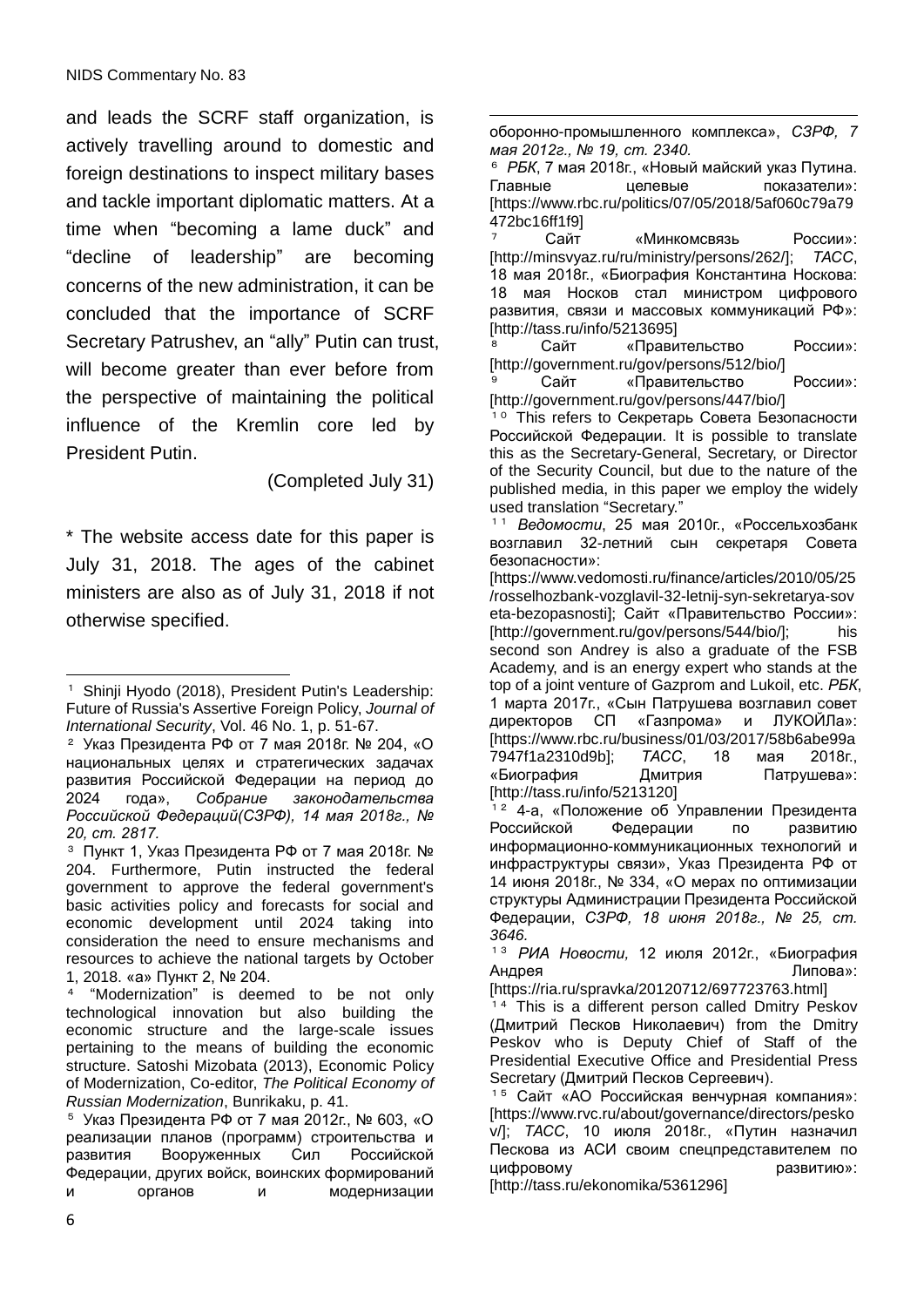and leads the SCRF staff organization, is actively travelling around to domestic and foreign destinations to inspect military bases and tackle important diplomatic matters. At a time when "becoming a lame duck" and "decline of leadership" are becoming concerns of the new administration, it can be concluded that the importance of SCRF Secretary Patrushev, an "ally" Putin can trust, will become greater than ever before from the perspective of maintaining the political influence of the Kremlin core led by President Putin.

(Completed July 31)

\* The website access date for this paper is July 31, 2018. The ages of the cabinet ministers are also as of July 31, 2018 if not otherwise specified.

---

[1] Shinji Hyodo (2018), President Putin's Leadership: Future of Russia's Assertive Foreign Policy, *Journal of International Security*, Vol. 46 No. 1, p. 51-67.

[2] Указ Президента РФ от 7 мая 2018г. № 204, «О национальных целях и стратегических задачах развития Российской Федерации на период до 2024 года», *Собрание законодательства Российской Федераций(СЗРФ), 14 мая 2018г., № 20, ст. 2817.*

[3] Пункт 1, Указ Президента РФ от 7 мая 2018г. № 204. Furthermore, Putin instructed the federal government to approve the federal government's basic activities policy and forecasts for social and economic development until 2024 taking into consideration the need to ensure mechanisms and resources to achieve the national targets by October 1, 2018. «а» Пункт 2, № 204.

[4] "Modernization" is deemed to be not only technological innovation but also building the economic structure and the large-scale issues pertaining to the means of building the economic structure. Satoshi Mizobata (2013), Economic Policy of Modernization, Co-editor, *The Political Economy of Russian Modernization*, Bunrikaku, p. 41.

[5] Указ Президента РФ от 7 мая 2012г., № 603, «О реализации планов (программ) строительства и развития Вооруженных Сил Российской Федерации, других войск, воинских формирований и органов и модернизации оборонно-промышленного комплекса», *СЗРФ, 7 мая 2012г., № 19, ст. 2340.*

[6] *РБК*, 7 мая 2018г., «Новый майский указ Путина. Главные целевые показатели»: [https://www.rbc.ru/politics/07/05/2018/5af060c79a79472bc16ff1f9]

[7] Сайт «Минкомсвязь России»: [http://minsvyaz.ru/ru/ministry/persons/262/]; *ТАСС*, 18 мая 2018г., «Биография Константина Носкова: 18 мая Носков стал министром цифрового развития, связи и массовых коммуникаций РФ»: [http://tass.ru/info/5213695]

[8] Сайт «Правительство России»: [http://government.ru/gov/persons/512/bio/]

[9] Сайт «Правительство России»: [http://government.ru/gov/persons/447/bio/]

[10] This refers to Секретарь Совета Безопасности Российской Федерации. It is possible to translate this as the Secretary-General, Secretary, or Director of the Security Council, but due to the nature of the published media, in this paper we employ the widely used translation "Secretary."

[11] *Ведомости*, 25 мая 2010г., «Россельхозбанк возглавил 32-летний сын секретаря Совета безопасности»: [https://www.vedomosti.ru/finance/articles/2010/05/25/rosselhozbank-vozglavil-32-letnij-syn-sekretarya-soveta-bezopasnosti]; Сайт «Правительство России»: [http://government.ru/gov/persons/544/bio/]; his second son Andrey is also a graduate of the FSB Academy, and is an energy expert who stands at the top of a joint venture of Gazprom and Lukoil, etc. *РБК*, 1 марта 2017г., «Сын Патрушева возглавил совет директоров СП «Газпрома» и ЛУКОЙЛа»: [https://www.rbc.ru/business/01/03/2017/58b6abe99a7947f1a2310d9b]; *ТАСС*, 18 мая 2018г., «Биография Дмитрия Патрушева»: [http://tass.ru/info/5213120]

[12] 4-а, «Положение об Управлении Президента Российской Федерации по развитию информационно-коммуникационных технологий и инфраструктуры связи», Указ Президента РФ от 14 июня 2018г., № 334, «О мерах по оптимизации структуры Администрации Президента Российской Федерации, *СЗРФ, 18 июня 2018г., № 25, ст. 3646.*

[13] *РИА Новости,* 12 июля 2012г., «Биография Андрея Липова»: [https://ria.ru/spravka/20120712/697723763.html]

[14] This is a different person called Dmitry Peskov (Дмитрий Песков Николаевич) from the Dmitry Peskov who is Deputy Chief of Staff of the Presidential Executive Office and Presidential Press Secretary (Дмитрий Песков Сергеевич).

[15] Сайт «АО Российская венчурная компания»: [https://www.rvc.ru/about/governance/directors/peskov/]; *ТАСС*, 10 июля 2018г., «Путин назначил Пескова из АСИ своим спецпредставителем по цифровому развитию»: [http://tass.ru/ekonomika/5361296]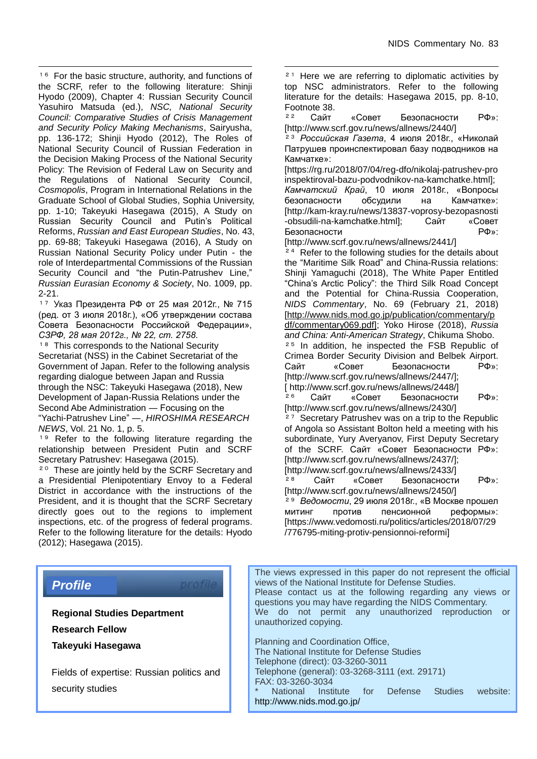[16] For the basic structure, authority, and functions of the SCRF, refer to the following literature: Shinji Hyodo (2009), Chapter 4: Russian Security Council Yasuhiro Matsuda (ed.), *NSC, National Security Council: Comparative Studies of Crisis Management and Security Policy Making Mechanisms*, Sairyusha, pp. 136-172; Shinji Hyodo (2012), The Roles of National Security Council of Russian Federation in the Decision Making Process of the National Security Policy: The Revision of Federal Law on Security and the Regulations of National Security Council, *Cosmopolis*, Program in International Relations in the Graduate School of Global Studies, Sophia University, pp. 1-10; Takeyuki Hasegawa (2015), A Study on Russian Security Council and Putin's Political Reforms, *Russian and East European Studies*, No. 43, pp. 69-88; Takeyuki Hasegawa (2016), A Study on Russian National Security Policy under Putin - the role of Interdepartmental Commissions of the Russian Security Council and "the Putin-Patrushev Line," *Russian Eurasian Economy & Society*, No. 1009, pp. 2-21.

[17] Указ Президента РФ от 25 мая 2012г., № 715 (ред. от 3 июля 2018г.), «Об утверждении состава Совета Безопасности Российской Федерации», *СЗРФ, 28 мая 2012г., № 22, ст. 2758.*

[18] This corresponds to the National Security Secretariat (NSS) in the Cabinet Secretariat of the Government of Japan. Refer to the following analysis regarding dialogue between Japan and Russia through the NSC: Takeyuki Hasegawa (2018), New Development of Japan-Russia Relations under the Second Abe Administration — Focusing on the "Yachi-Patrushev Line" —, *HIROSHIMA RESEARCH NEWS*, Vol. 21 No. 1, p. 5.

[19] Refer to the following literature regarding the relationship between President Putin and SCRF Secretary Patrushev: Hasegawa (2015).

[20] These are jointly held by the SCRF Secretary and a Presidential Plenipotentiary Envoy to a Federal District in accordance with the instructions of the President, and it is thought that the SCRF Secretary directly goes out to the regions to implement inspections, etc. of the progress of federal programs. Refer to the following literature for the details: Hyodo (2012); Hasegawa (2015).

[21] Here we are referring to diplomatic activities by top NSC administrators. Refer to the following literature for the details: Hasegawa 2015, pp. 8-10, Footnote 38.

[22] Сайт «Совет Безопасности РФ»: [http://www.scrf.gov.ru/news/allnews/2440/]

[23] *Российская Газета*, 4 июля 2018г., «Николай Патрушев проинспектировал базу подводников на Камчатке»: [https://rg.ru/2018/07/04/reg-dfo/nikolaj-patrushev-proinspektiroval-bazu-podvodnikov-na-kamchatke.html]; *Камчатский Край*, 10 июля 2018г., «Вопросы безопасности обсудили на Камчатке»: [http://kam-kray.ru/news/13837-voprosy-bezopasnosti-obsudili-na-kamchatke.html]; Сайт «Совет Безопасности РФ»: [http://www.scrf.gov.ru/news/allnews/2441/]

[24] Refer to the following studies for the details about the "Maritime Silk Road" and China-Russia relations: Shinji Yamaguchi (2018), The White Paper Entitled "China's Arctic Policy": the Third Silk Road Concept and the Potential for China-Russia Cooperation, *NIDS Commentary*, No. 69 (February 21, 2018) [http://www.nids.mod.go.jp/publication/commentary/pdf/commentary069.pdf]; Yoko Hirose (2018), *Russia and China: Anti-American Strategy*, Chikuma Shobo.

[25] In addition, he inspected the FSB Republic of Crimea Border Security Division and Belbek Airport. Сайт «Совет Безопасности РФ»: [http://www.scrf.gov.ru/news/allnews/2447/]; [http://www.scrf.gov.ru/news/allnews/2448/]

[26] Сайт «Совет Безопасности РФ»: [http://www.scrf.gov.ru/news/allnews/2430/]

[27] Secretary Patrushev was on a trip to the Republic of Angola so Assistant Bolton held a meeting with his subordinate, Yury Averyanov, First Deputy Secretary of the SCRF. Сайт «Совет Безопасности РФ»: [http://www.scrf.gov.ru/news/allnews/2437/]; [http://www.scrf.gov.ru/news/allnews/2433/]

[28] Сайт «Совет Безопасности РФ»: [http://www.scrf.gov.ru/news/allnews/2450/]

[29] *Ведомости*, 29 июля 2018г., «В Москве прошел митинг против пенсионной реформы»: [https://www.vedomosti.ru/politics/articles/2018/07/29/776795-miting-protiv-pensionnoi-reformi]

## Profile

**Regional Studies Department**

**Research Fellow**

**Takeyuki Hasegawa**

Fields of expertise: Russian politics and security studies

The views expressed in this paper do not represent the official views of the National Institute for Defense Studies.
Please contact us at the following regarding any views or questions you may have regarding the NIDS Commentary.
We do not permit any unauthorized reproduction or unauthorized copying.

Planning and Coordination Office,
The National Institute for Defense Studies
Telephone (direct): 03-3260-3011
Telephone (general): 03-3268-3111 (ext. 29171)
FAX: 03-3260-3034
* National Institute for Defense Studies website: http://www.nids.mod.go.jp/